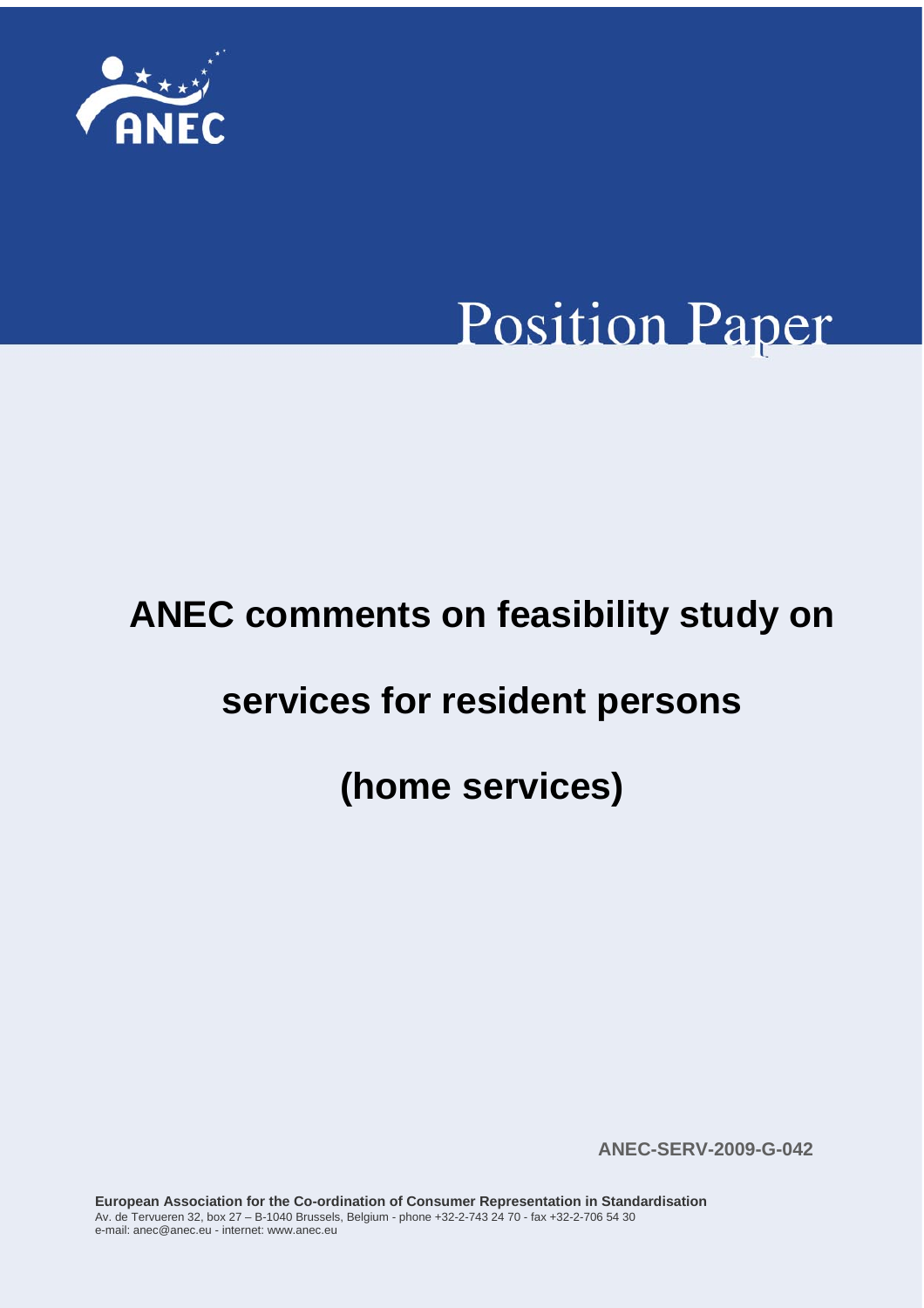ANEC

# Position Paper

# ANEC comments on feasibility study on services for resident persons (home services)

ANEC-SERV-2009-G-042

**European Association for the Co-ordination of Consumer Representation in Standardisation**
Av. de Tervueren 32, box 27 – B-1040 Brussels, Belgium - phone +32-2-743 24 70 - fax +32-2-706 54 30
e-mail: anec@anec.eu - internet: www.anec.eu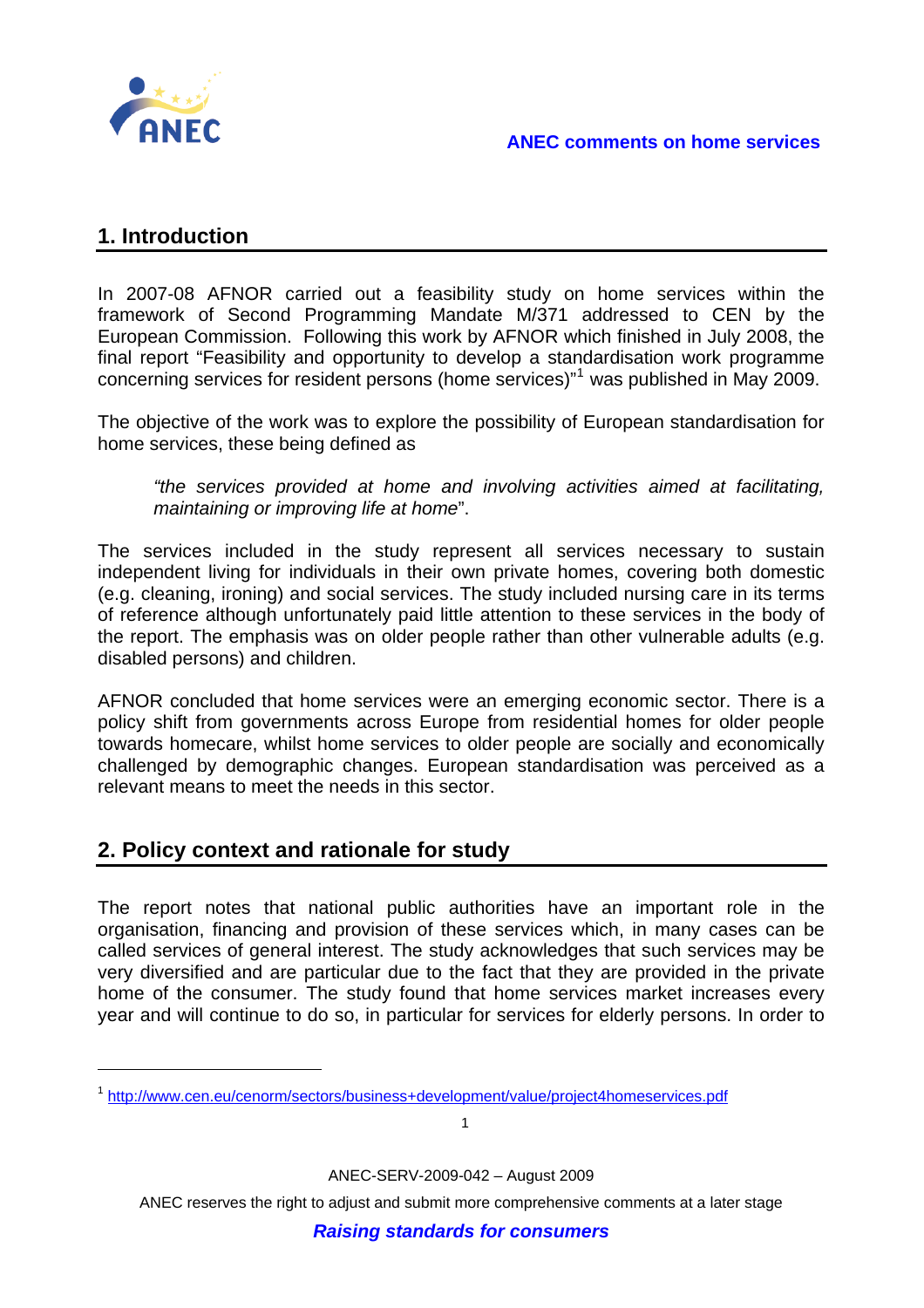## 1. Introduction

In 2007-08 AFNOR carried out a feasibility study on home services within the framework of Second Programming Mandate M/371 addressed to CEN by the European Commission. Following this work by AFNOR which finished in July 2008, the final report “Feasibility and opportunity to develop a standardisation work programme concerning services for resident persons (home services)”[1] was published in May 2009.

The objective of the work was to explore the possibility of European standardisation for home services, these being defined as

> *“the services provided at home and involving activities aimed at facilitating, maintaining or improving life at home*”.

The services included in the study represent all services necessary to sustain independent living for individuals in their own private homes, covering both domestic (e.g. cleaning, ironing) and social services. The study included nursing care in its terms of reference although unfortunately paid little attention to these services in the body of the report. The emphasis was on older people rather than other vulnerable adults (e.g. disabled persons) and children.

AFNOR concluded that home services were an emerging economic sector. There is a policy shift from governments across Europe from residential homes for older people towards homecare, whilst home services to older people are socially and economically challenged by demographic changes. European standardisation was perceived as a relevant means to meet the needs in this sector.

## 2. Policy context and rationale for study

The report notes that national public authorities have an important role in the organisation, financing and provision of these services which, in many cases can be called services of general interest. The study acknowledges that such services may be very diversified and are particular due to the fact that they are provided in the private home of the consumer. The study found that home services market increases every year and will continue to do so, in particular for services for elderly persons. In order to

[1] http://www.cen.eu/cenorm/sectors/business+development/value/project4homeservices.pdf

ANEC-SERV-2009-042 – August 2009

ANEC reserves the right to adjust and submit more comprehensive comments at a later stage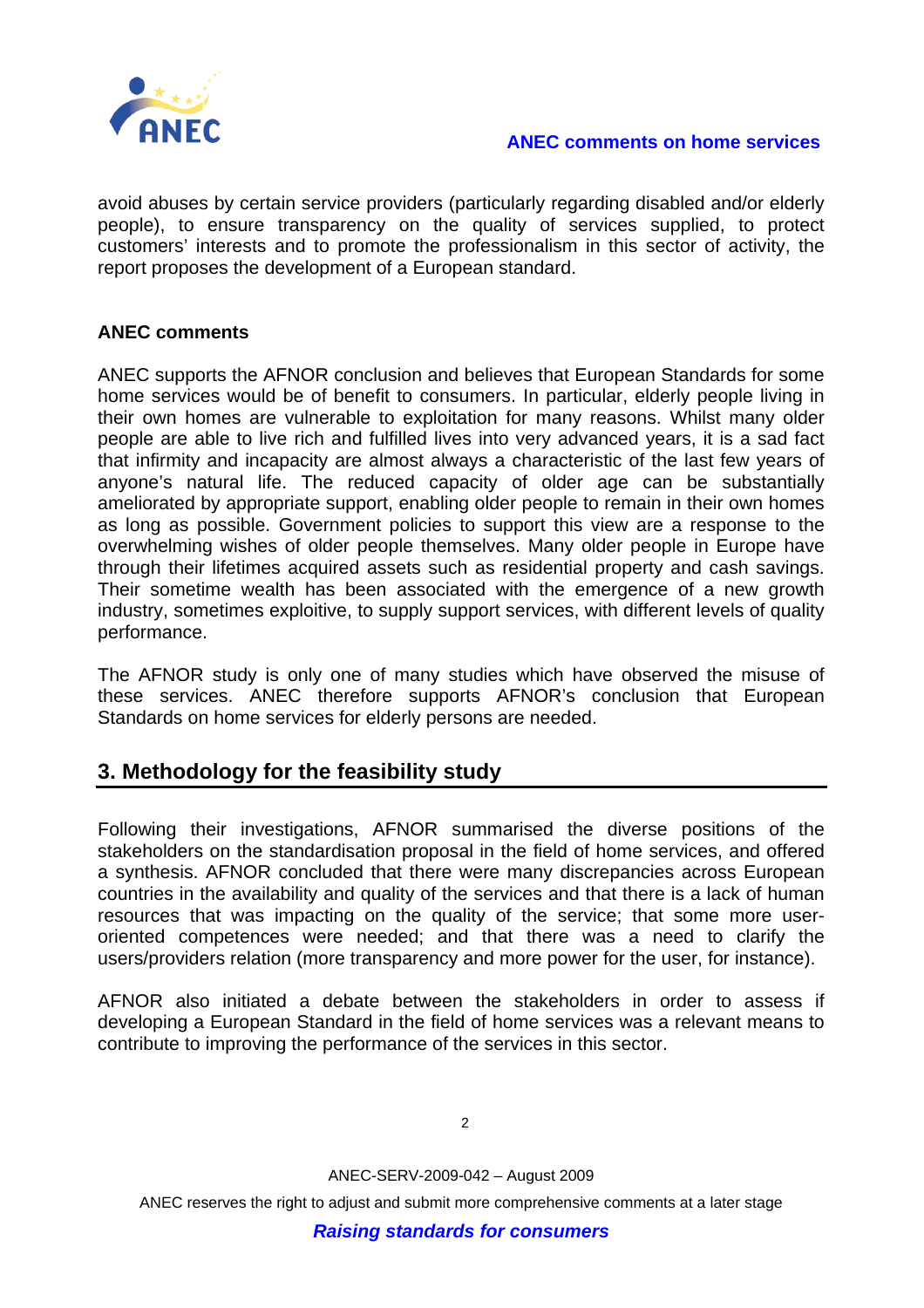avoid abuses by certain service providers (particularly regarding disabled and/or elderly people), to ensure transparency on the quality of services supplied, to protect customers' interests and to promote the professionalism in this sector of activity, the report proposes the development of a European standard.

**ANEC comments**

ANEC supports the AFNOR conclusion and believes that European Standards for some home services would be of benefit to consumers. In particular, elderly people living in their own homes are vulnerable to exploitation for many reasons. Whilst many older people are able to live rich and fulfilled lives into very advanced years, it is a sad fact that infirmity and incapacity are almost always a characteristic of the last few years of anyone's natural life. The reduced capacity of older age can be substantially ameliorated by appropriate support, enabling older people to remain in their own homes as long as possible. Government policies to support this view are a response to the overwhelming wishes of older people themselves. Many older people in Europe have through their lifetimes acquired assets such as residential property and cash savings. Their sometime wealth has been associated with the emergence of a new growth industry, sometimes exploitive, to supply support services, with different levels of quality performance.

The AFNOR study is only one of many studies which have observed the misuse of these services. ANEC therefore supports AFNOR's conclusion that European Standards on home services for elderly persons are needed.

## 3. Methodology for the feasibility study

Following their investigations, AFNOR summarised the diverse positions of the stakeholders on the standardisation proposal in the field of home services, and offered a synthesis. AFNOR concluded that there were many discrepancies across European countries in the availability and quality of the services and that there is a lack of human resources that was impacting on the quality of the service; that some more user-oriented competences were needed; and that there was a need to clarify the users/providers relation (more transparency and more power for the user, for instance).

AFNOR also initiated a debate between the stakeholders in order to assess if developing a European Standard in the field of home services was a relevant means to contribute to improving the performance of the services in this sector.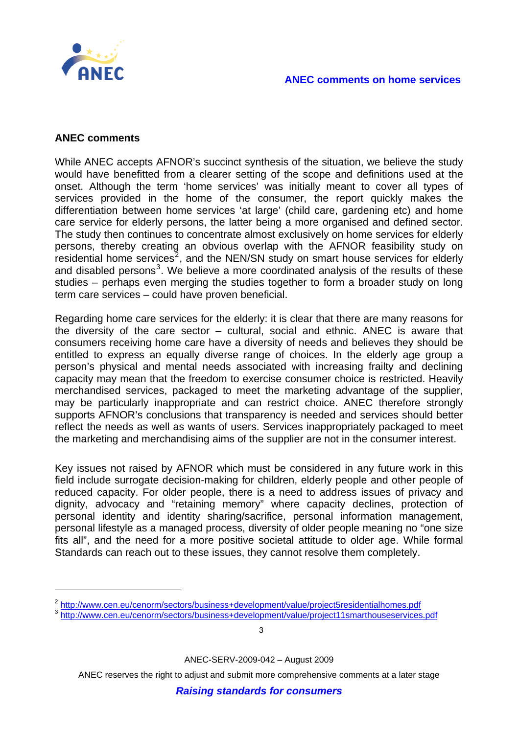## ANEC comments

While ANEC accepts AFNOR's succinct synthesis of the situation, we believe the study would have benefitted from a clearer setting of the scope and definitions used at the onset. Although the term 'home services' was initially meant to cover all types of services provided in the home of the consumer, the report quickly makes the differentiation between home services 'at large' (child care, gardening etc) and home care service for elderly persons, the latter being a more organised and defined sector. The study then continues to concentrate almost exclusively on home services for elderly persons, thereby creating an obvious overlap with the AFNOR feasibility study on residential home services[2], and the NEN/SN study on smart house services for elderly and disabled persons[3]. We believe a more coordinated analysis of the results of these studies – perhaps even merging the studies together to form a broader study on long term care services – could have proven beneficial.

Regarding home care services for the elderly: it is clear that there are many reasons for the diversity of the care sector – cultural, social and ethnic. ANEC is aware that consumers receiving home care have a diversity of needs and believes they should be entitled to express an equally diverse range of choices. In the elderly age group a person's physical and mental needs associated with increasing frailty and declining capacity may mean that the freedom to exercise consumer choice is restricted. Heavily merchandised services, packaged to meet the marketing advantage of the supplier, may be particularly inappropriate and can restrict choice. ANEC therefore strongly supports AFNOR's conclusions that transparency is needed and services should better reflect the needs as well as wants of users. Services inappropriately packaged to meet the marketing and merchandising aims of the supplier are not in the consumer interest.

Key issues not raised by AFNOR which must be considered in any future work in this field include surrogate decision-making for children, elderly people and other people of reduced capacity. For older people, there is a need to address issues of privacy and dignity, advocacy and "retaining memory" where capacity declines, protection of personal identity and identity sharing/sacrifice, personal information management, personal lifestyle as a managed process, diversity of older people meaning no "one size fits all", and the need for a more positive societal attitude to older age. While formal Standards can reach out to these issues, they cannot resolve them completely.

---

[2] http://www.cen.eu/cenorm/sectors/business+development/value/project5residentialhomes.pdf

[3] http://www.cen.eu/cenorm/sectors/business+development/value/project11smarthouseservices.pdf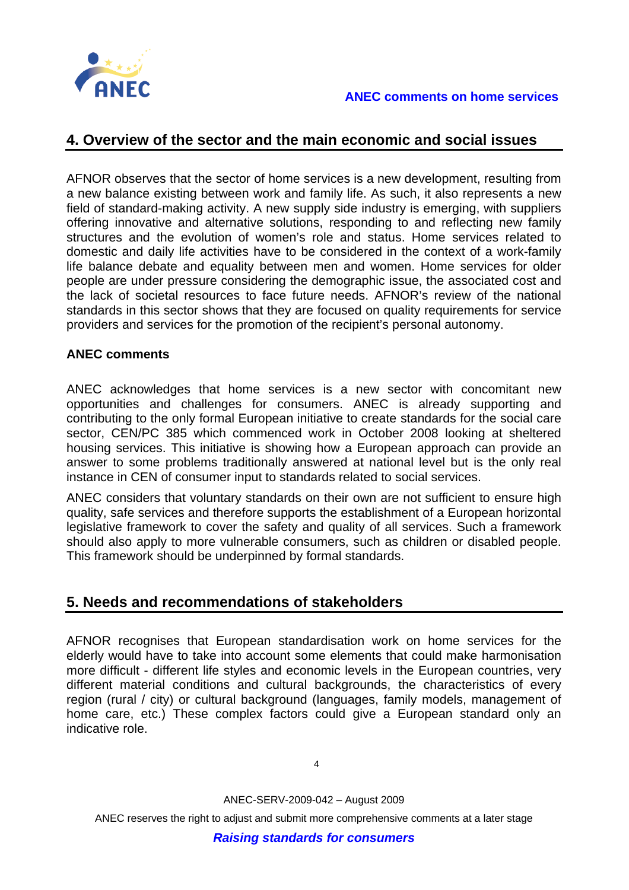## 4. Overview of the sector and the main economic and social issues

AFNOR observes that the sector of home services is a new development, resulting from a new balance existing between work and family life. As such, it also represents a new field of standard-making activity. A new supply side industry is emerging, with suppliers offering innovative and alternative solutions, responding to and reflecting new family structures and the evolution of women's role and status. Home services related to domestic and daily life activities have to be considered in the context of a work-family life balance debate and equality between men and women. Home services for older people are under pressure considering the demographic issue, the associated cost and the lack of societal resources to face future needs. AFNOR's review of the national standards in this sector shows that they are focused on quality requirements for service providers and services for the promotion of the recipient's personal autonomy.

**ANEC comments**

ANEC acknowledges that home services is a new sector with concomitant new opportunities and challenges for consumers. ANEC is already supporting and contributing to the only formal European initiative to create standards for the social care sector, CEN/PC 385 which commenced work in October 2008 looking at sheltered housing services. This initiative is showing how a European approach can provide an answer to some problems traditionally answered at national level but is the only real instance in CEN of consumer input to standards related to social services.

ANEC considers that voluntary standards on their own are not sufficient to ensure high quality, safe services and therefore supports the establishment of a European horizontal legislative framework to cover the safety and quality of all services. Such a framework should also apply to more vulnerable consumers, such as children or disabled people. This framework should be underpinned by formal standards.

## 5. Needs and recommendations of stakeholders

AFNOR recognises that European standardisation work on home services for the elderly would have to take into account some elements that could make harmonisation more difficult - different life styles and economic levels in the European countries, very different material conditions and cultural backgrounds, the characteristics of every region (rural / city) or cultural background (languages, family models, management of home care, etc.) These complex factors could give a European standard only an indicative role.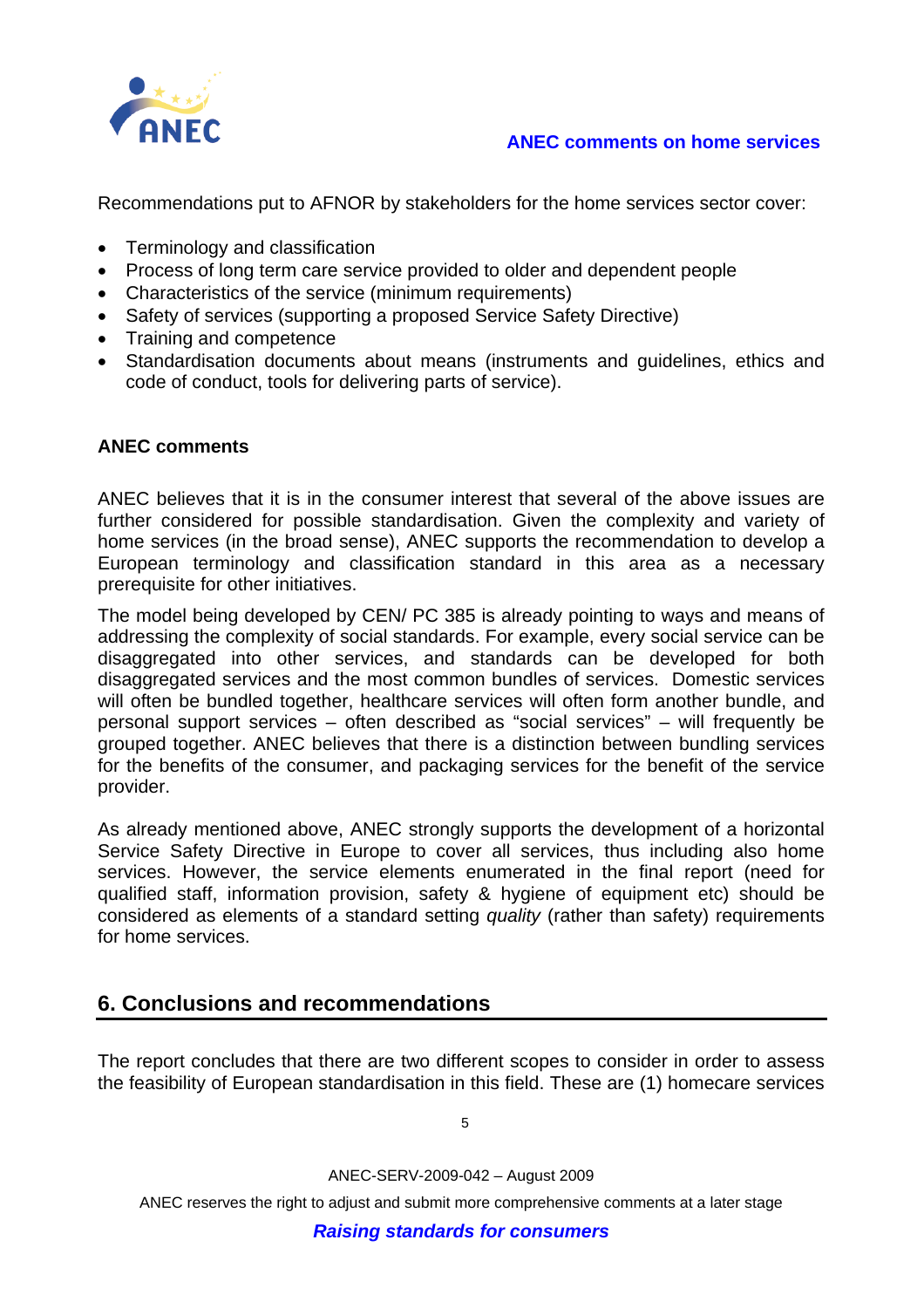Recommendations put to AFNOR by stakeholders for the home services sector cover:

- Terminology and classification
- Process of long term care service provided to older and dependent people
- Characteristics of the service (minimum requirements)
- Safety of services (supporting a proposed Service Safety Directive)
- Training and competence
- Standardisation documents about means (instruments and guidelines, ethics and code of conduct, tools for delivering parts of service).

**ANEC comments**

ANEC believes that it is in the consumer interest that several of the above issues are further considered for possible standardisation. Given the complexity and variety of home services (in the broad sense), ANEC supports the recommendation to develop a European terminology and classification standard in this area as a necessary prerequisite for other initiatives.

The model being developed by CEN/ PC 385 is already pointing to ways and means of addressing the complexity of social standards. For example, every social service can be disaggregated into other services, and standards can be developed for both disaggregated services and the most common bundles of services. Domestic services will often be bundled together, healthcare services will often form another bundle, and personal support services – often described as "social services" – will frequently be grouped together. ANEC believes that there is a distinction between bundling services for the benefits of the consumer, and packaging services for the benefit of the service provider.

As already mentioned above, ANEC strongly supports the development of a horizontal Service Safety Directive in Europe to cover all services, thus including also home services. However, the service elements enumerated in the final report (need for qualified staff, information provision, safety & hygiene of equipment etc) should be considered as elements of a standard setting *quality* (rather than safety) requirements for home services.

## 6. Conclusions and recommendations

The report concludes that there are two different scopes to consider in order to assess the feasibility of European standardisation in this field. These are (1) homecare services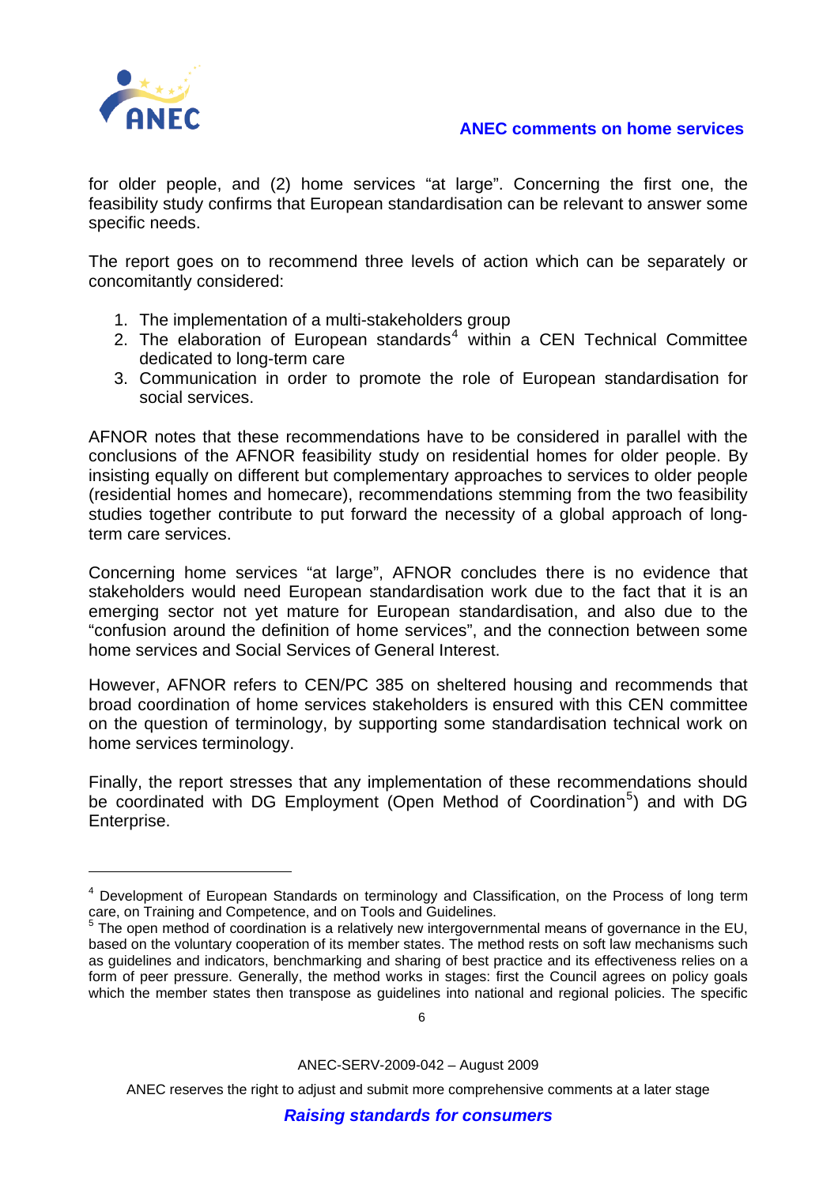for older people, and (2) home services “at large”. Concerning the first one, the feasibility study confirms that European standardisation can be relevant to answer some specific needs.

The report goes on to recommend three levels of action which can be separately or concomitantly considered:

1. The implementation of a multi-stakeholders group
2. The elaboration of European standards[4] within a CEN Technical Committee dedicated to long-term care
3. Communication in order to promote the role of European standardisation for social services.

AFNOR notes that these recommendations have to be considered in parallel with the conclusions of the AFNOR feasibility study on residential homes for older people. By insisting equally on different but complementary approaches to services to older people (residential homes and homecare), recommendations stemming from the two feasibility studies together contribute to put forward the necessity of a global approach of long-term care services.

Concerning home services “at large”, AFNOR concludes there is no evidence that stakeholders would need European standardisation work due to the fact that it is an emerging sector not yet mature for European standardisation, and also due to the “confusion around the definition of home services”, and the connection between some home services and Social Services of General Interest.

However, AFNOR refers to CEN/PC 385 on sheltered housing and recommends that broad coordination of home services stakeholders is ensured with this CEN committee on the question of terminology, by supporting some standardisation technical work on home services terminology.

Finally, the report stresses that any implementation of these recommendations should be coordinated with DG Employment (Open Method of Coordination[5]) and with DG Enterprise.

---

[4] Development of European Standards on terminology and Classification, on the Process of long term care, on Training and Competence, and on Tools and Guidelines.

[5] The open method of coordination is a relatively new intergovernmental means of governance in the EU, based on the voluntary cooperation of its member states. The method rests on soft law mechanisms such as guidelines and indicators, benchmarking and sharing of best practice and its effectiveness relies on a form of peer pressure. Generally, the method works in stages: first the Council agrees on policy goals which the member states then transpose as guidelines into national and regional policies. The specific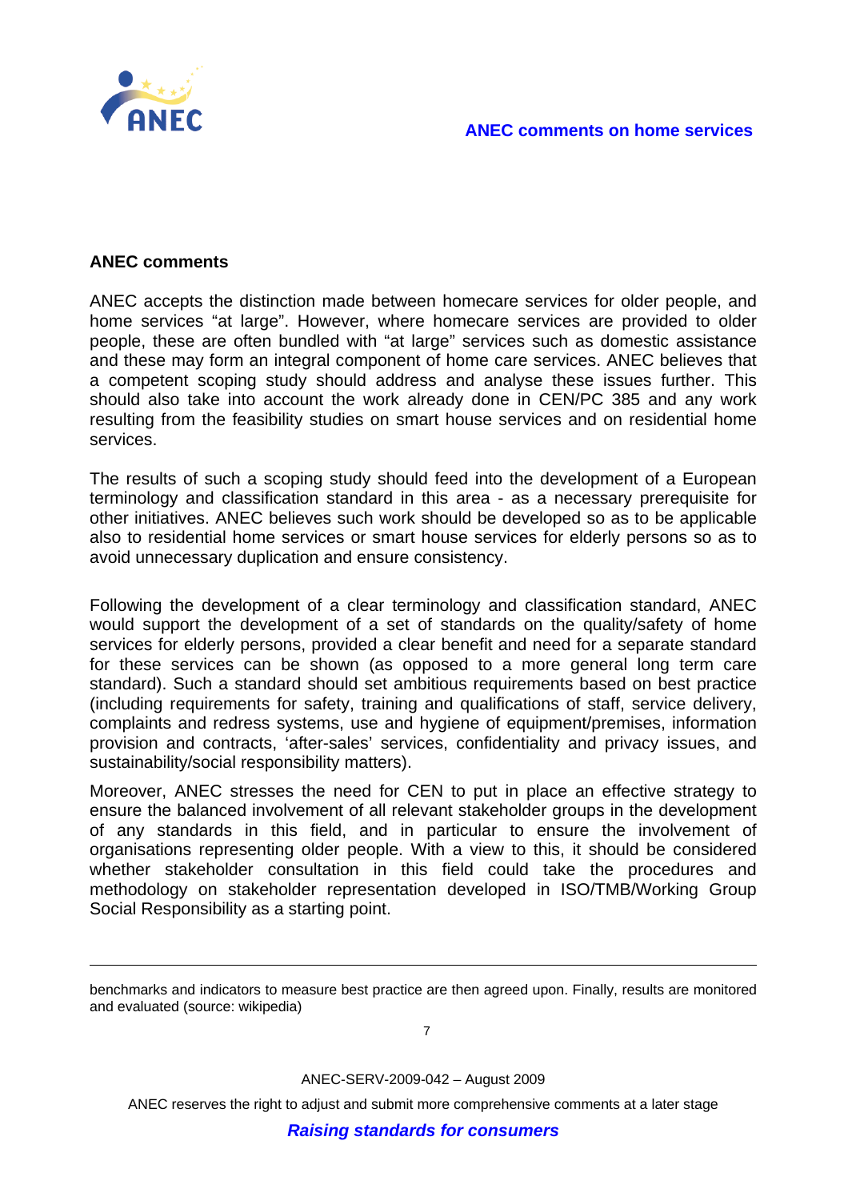**ANEC comments**

ANEC accepts the distinction made between homecare services for older people, and home services "at large". However, where homecare services are provided to older people, these are often bundled with "at large" services such as domestic assistance and these may form an integral component of home care services. ANEC believes that a competent scoping study should address and analyse these issues further. This should also take into account the work already done in CEN/PC 385 and any work resulting from the feasibility studies on smart house services and on residential home services.

The results of such a scoping study should feed into the development of a European terminology and classification standard in this area - as a necessary prerequisite for other initiatives. ANEC believes such work should be developed so as to be applicable also to residential home services or smart house services for elderly persons so as to avoid unnecessary duplication and ensure consistency.

Following the development of a clear terminology and classification standard, ANEC would support the development of a set of standards on the quality/safety of home services for elderly persons, provided a clear benefit and need for a separate standard for these services can be shown (as opposed to a more general long term care standard). Such a standard should set ambitious requirements based on best practice (including requirements for safety, training and qualifications of staff, service delivery, complaints and redress systems, use and hygiene of equipment/premises, information provision and contracts, 'after-sales' services, confidentiality and privacy issues, and sustainability/social responsibility matters).

Moreover, ANEC stresses the need for CEN to put in place an effective strategy to ensure the balanced involvement of all relevant stakeholder groups in the development of any standards in this field, and in particular to ensure the involvement of organisations representing older people. With a view to this, it should be considered whether stakeholder consultation in this field could take the procedures and methodology on stakeholder representation developed in ISO/TMB/Working Group Social Responsibility as a starting point.

---

benchmarks and indicators to measure best practice are then agreed upon. Finally, results are monitored and evaluated (source: wikipedia)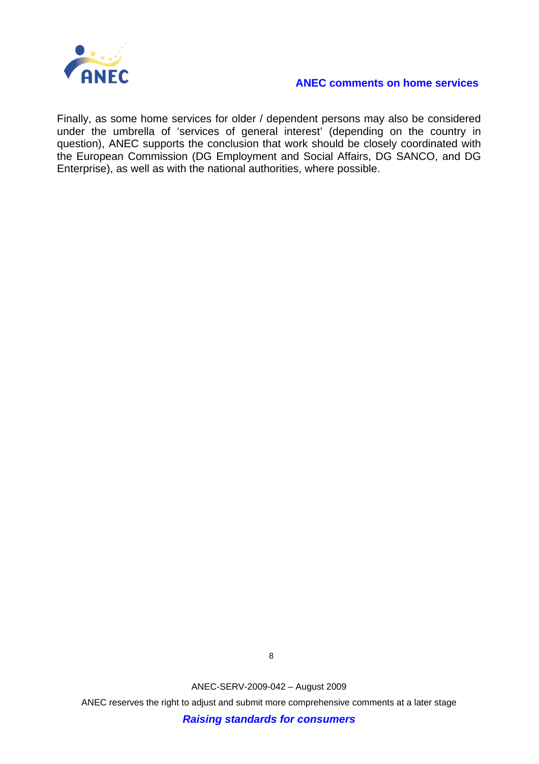Finally, as some home services for older / dependent persons may also be considered under the umbrella of 'services of general interest' (depending on the country in question), ANEC supports the conclusion that work should be closely coordinated with the European Commission (DG Employment and Social Affairs, DG SANCO, and DG Enterprise), as well as with the national authorities, where possible.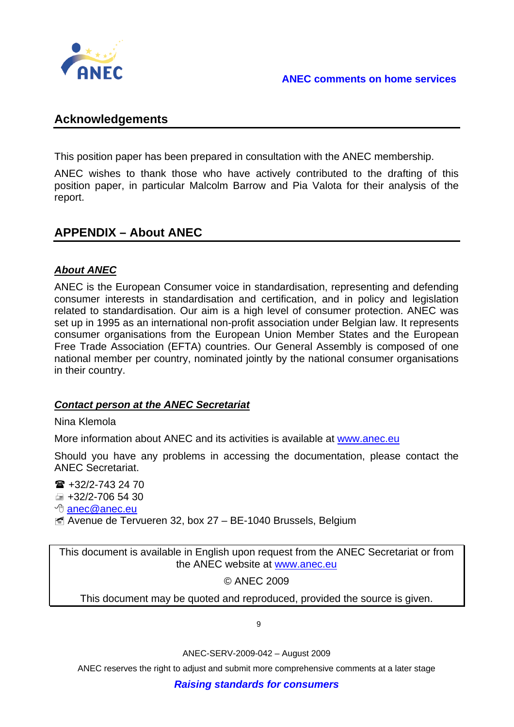## Acknowledgements

This position paper has been prepared in consultation with the ANEC membership.

ANEC wishes to thank those who have actively contributed to the drafting of this position paper, in particular Malcolm Barrow and Pia Valota for their analysis of the report.

## APPENDIX – About ANEC

***About ANEC***

ANEC is the European Consumer voice in standardisation, representing and defending consumer interests in standardisation and certification, and in policy and legislation related to standardisation. Our aim is a high level of consumer protection. ANEC was set up in 1995 as an international non-profit association under Belgian law. It represents consumer organisations from the European Union Member States and the European Free Trade Association (EFTA) countries. Our General Assembly is composed of one national member per country, nominated jointly by the national consumer organisations in their country.

***Contact person at the ANEC Secretariat***

Nina Klemola

More information about ANEC and its activities is available at www.anec.eu

Should you have any problems in accessing the documentation, please contact the ANEC Secretariat.

☎ +32/2-743 24 70
+32/2-706 54 30
anec@anec.eu
Avenue de Tervueren 32, box 27 – BE-1040 Brussels, Belgium

This document is available in English upon request from the ANEC Secretariat or from the ANEC website at www.anec.eu

© ANEC 2009

This document may be quoted and reproduced, provided the source is given.

ANEC-SERV-2009-042 – August 2009

ANEC reserves the right to adjust and submit more comprehensive comments at a later stage